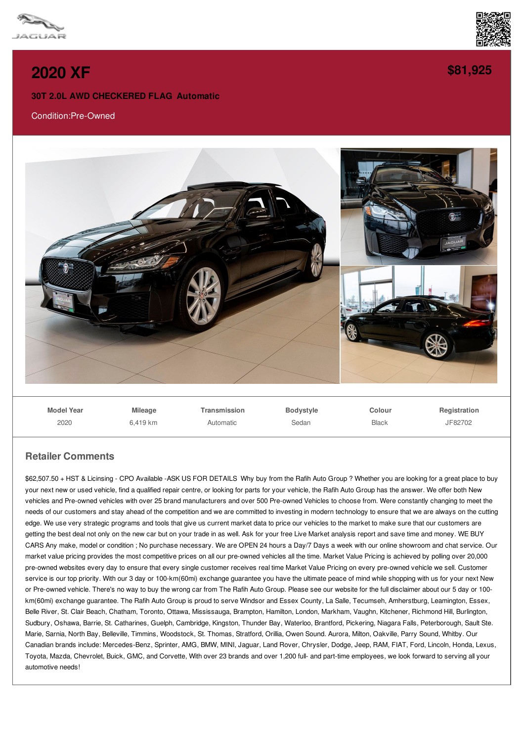# 2020 XF

**$81,925**

**30T 2.0L AWD CHECKERED FLAG Automatic**

Condition:Pre-Owned

| Model Year | Mileage | Transmission | Bodystyle | Colour | Registration |
| --- | --- | --- | --- | --- | --- |
| 2020 | 6,419 km | Automatic | Sedan | Black | JF82702 |

## Retailer Comments

$62,507.50 + HST & Licensing - CPO Available -ASK US FOR DETAILS Why buy from the Rafih Auto Group ? Whether you are looking for a great place to buy your next new or used vehicle, find a qualified repair centre, or looking for parts for your vehicle, the Rafih Auto Group has the answer. We offer both New vehicles and Pre-owned vehicles with over 25 brand manufacturers and over 500 Pre-owned Vehicles to choose from. Were constantly changing to meet the needs of our customers and stay ahead of the competition and we are committed to investing in modern technology to ensure that we are always on the cutting edge. We use very strategic programs and tools that give us current market data to price our vehicles to the market to make sure that our customers are getting the best deal not only on the new car but on your trade in as well. Ask for your free Live Market analysis report and save time and money. WE BUY CARS Any make, model or condition ; No purchase necessary. We are OPEN 24 hours a Day/7 Days a week with our online showroom and chat service. Our market value pricing provides the most competitive prices on all our pre-owned vehicles all the time. Market Value Pricing is achieved by polling over 20,000 pre-owned websites every day to ensure that every single customer receives real time Market Value Pricing on every pre-owned vehicle we sell. Customer service is our top priority. With our 3 day or 100-km(60mi) exchange guarantee you have the ultimate peace of mind while shopping with us for your next New or Pre-owned vehicle. There's no way to buy the wrong car from The Rafih Auto Group. Please see our website for the full disclaimer about our 5 day or 100-km(60mi) exchange guarantee. The Rafih Auto Group is proud to serve Windsor and Essex County, La Salle, Tecumseh, Amherstburg, Leamington, Essex, Belle River, St. Clair Beach, Chatham, Toronto, Ottawa, Mississauga, Brampton, Hamilton, London, Markham, Vaughn, Kitchener, Richmond Hill, Burlington, Sudbury, Oshawa, Barrie, St. Catharines, Guelph, Cambridge, Kingston, Thunder Bay, Waterloo, Brantford, Pickering, Niagara Falls, Peterborough, Sault Ste. Marie, Sarnia, North Bay, Belleville, Timmins, Woodstock, St. Thomas, Stratford, Orillia, Owen Sound. Aurora, Milton, Oakville, Parry Sound, Whitby. Our Canadian brands include: Mercedes-Benz, Sprinter, AMG, BMW, MINI, Jaguar, Land Rover, Chrysler, Dodge, Jeep, RAM, FIAT, Ford, Lincoln, Honda, Lexus, Toyota, Mazda, Chevrolet, Buick, GMC, and Corvette, With over 23 brands and over 1,200 full- and part-time employees, we look forward to serving all your automotive needs!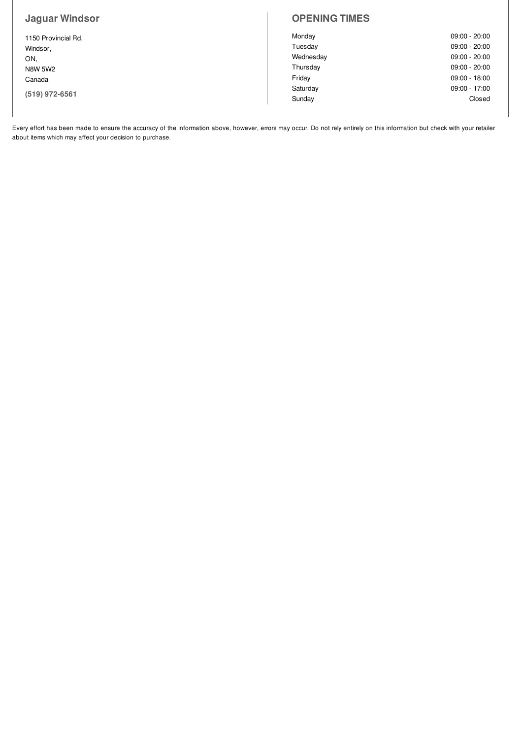## Jaguar Windsor

1150 Provincial Rd,
Windsor,
ON,
N8W 5W2
Canada

**(519) 972-6561**

## OPENING TIMES

| | |
|---|---|
| Monday | 09:00 - 20:00 |
| Tuesday | 09:00 - 20:00 |
| Wednesday | 09:00 - 20:00 |
| Thursday | 09:00 - 20:00 |
| Friday | 09:00 - 18:00 |
| Saturday | 09:00 - 17:00 |
| Sunday | Closed |

Every effort has been made to ensure the accuracy of the information above, however, errors may occur. Do not rely entirely on this information but check with your retailer about items which may affect your decision to purchase.